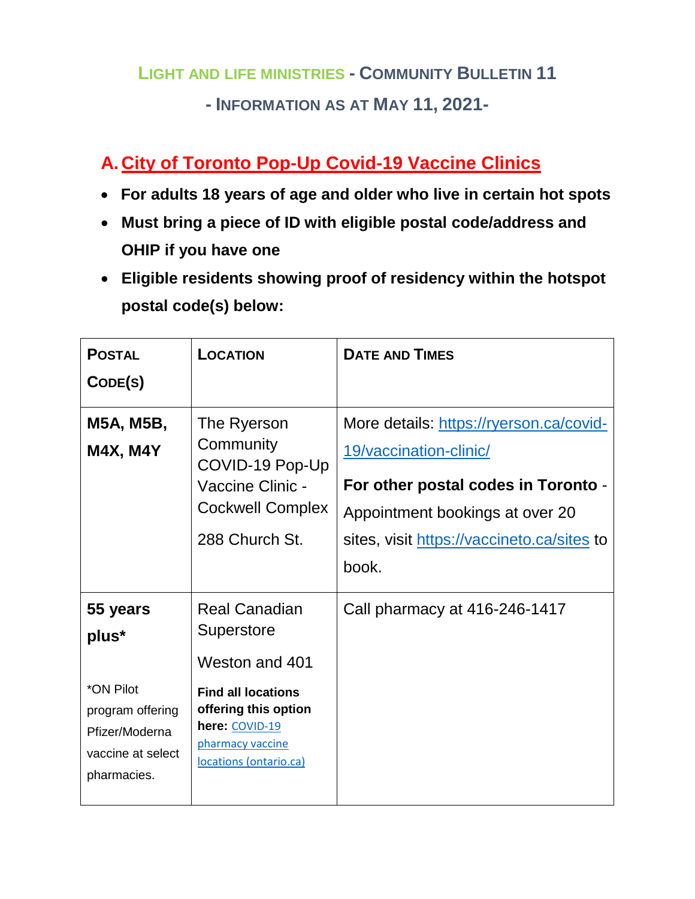# LIGHT AND LIFE MINISTRIES - COMMUNITY BULLETIN 11

## - INFORMATION AS AT MAY 11, 2021-

## A. City of Toronto Pop-Up Covid-19 Vaccine Clinics

- **For adults 18 years of age and older who live in certain hot spots**
- **Must bring a piece of ID with eligible postal code/address and OHIP if you have one**
- **Eligible residents showing proof of residency within the hotspot postal code(s) below:**

| POSTAL CODE(S) | LOCATION | DATE AND TIMES |
|---|---|---|
| **M5A, M5B, M4X, M4Y** | The Ryerson Community COVID-19 Pop-Up Vaccine Clinic - Cockwell Complex<br><br>288 Church St. | More details: https://ryerson.ca/covid-19/vaccination-clinic/<br><br>**For other postal codes in Toronto** - Appointment bookings at over 20 sites, visit https://vaccineto.ca/sites to book. |
| **55 years plus***<br><br>*ON Pilot program offering Pfizer/Moderna vaccine at select pharmacies. | Real Canadian Superstore<br><br>Weston and 401<br><br>**Find all locations offering this option here:** COVID-19 pharmacy vaccine locations (ontario.ca) | Call pharmacy at 416-246-1417 |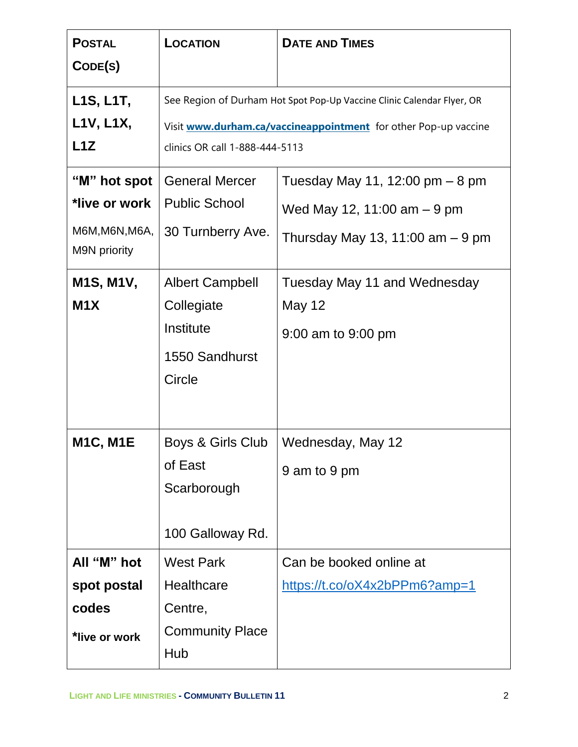| Postal Code(s) | Location | Date and Times |
|---|---|---|
| **L1S, L1T, L1V, L1X, L1Z** | See Region of Durham Hot Spot Pop-Up Vaccine Clinic Calendar Flyer, OR Visit **www.durham.ca/vaccineappointment** for other Pop-up vaccine clinics OR call 1-888-444-5113 | |
| **"M" hot spot *live or work** M6M,M6N,M6A, M9N priority | General Mercer Public School 30 Turnberry Ave. | Tuesday May 11, 12:00 pm – 8 pm<br>Wed May 12, 11:00 am – 9 pm<br>Thursday May 13, 11:00 am – 9 pm |
| **M1S, M1V, M1X** | Albert Campbell Collegiate Institute<br>1550 Sandhurst Circle | Tuesday May 11 and Wednesday May 12<br>9:00 am to 9:00 pm |
| **M1C, M1E** | Boys & Girls Club of East Scarborough<br>100 Galloway Rd. | Wednesday, May 12<br>9 am to 9 pm |
| **All "M" hot spot postal codes *live or work** | West Park Healthcare Centre, Community Place Hub | Can be booked online at https://t.co/oX4x2bPPm6?amp=1 |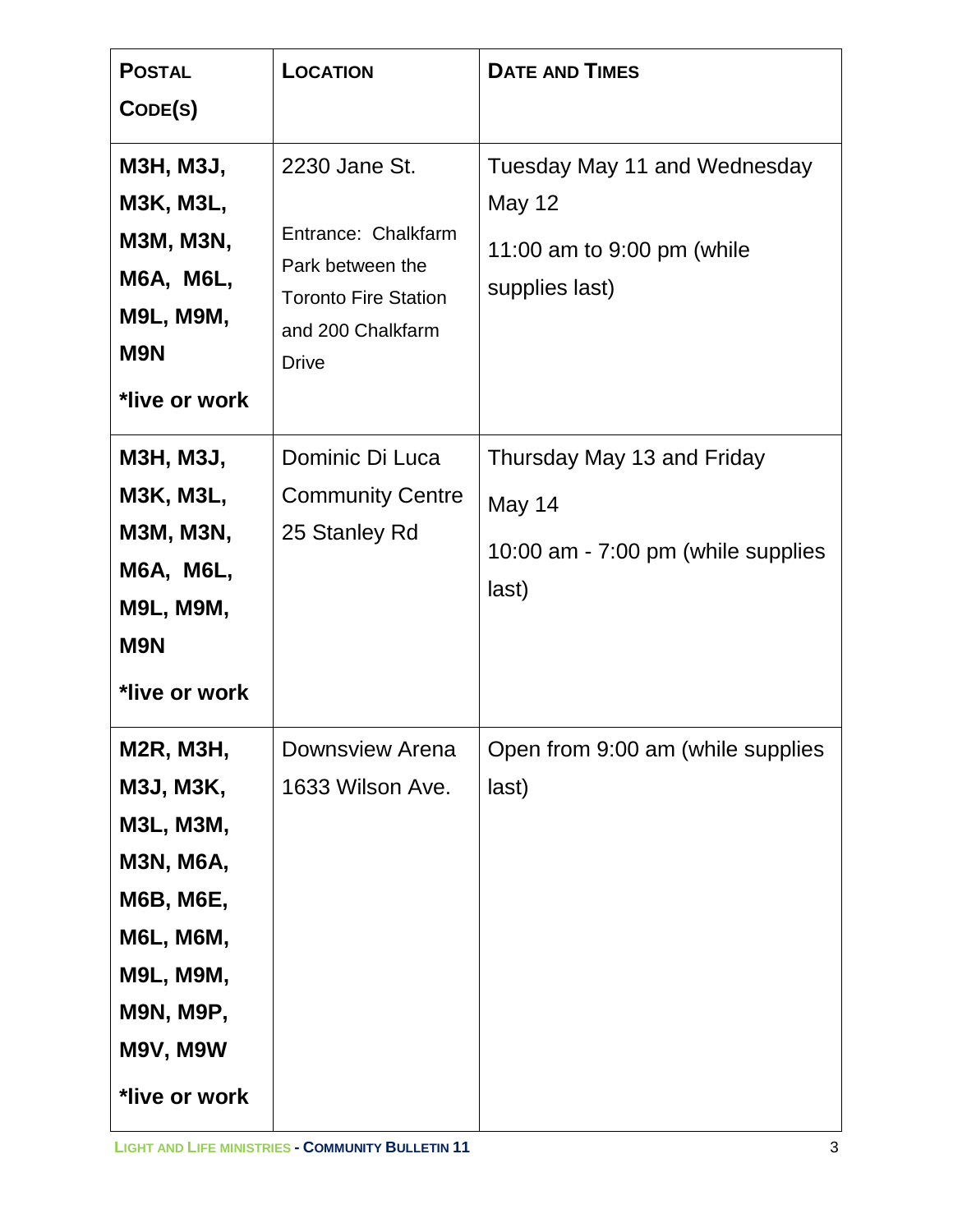| **Postal Code(s)** | **Location** | **Date and Times** |
|---|---|---|
| **M3H, M3J, M3K, M3L, M3M, M3N, M6A, M6L, M9L, M9M, M9N** **\*live or work** | 2230 Jane St. Entrance: Chalkfarm Park between the Toronto Fire Station and 200 Chalkfarm Drive | Tuesday May 11 and Wednesday May 12 11:00 am to 9:00 pm (while supplies last) |
| **M3H, M3J, M3K, M3L, M3M, M3N, M6A, M6L, M9L, M9M, M9N** **\*live or work** | Dominic Di Luca Community Centre 25 Stanley Rd | Thursday May 13 and Friday May 14 10:00 am - 7:00 pm (while supplies last) |
| **M2R, M3H, M3J, M3K, M3L, M3M, M3N, M6A, M6B, M6E, M6L, M6M, M9L, M9M, M9N, M9P, M9V, M9W** **\*live or work** | Downsview Arena 1633 Wilson Ave. | Open from 9:00 am (while supplies last) |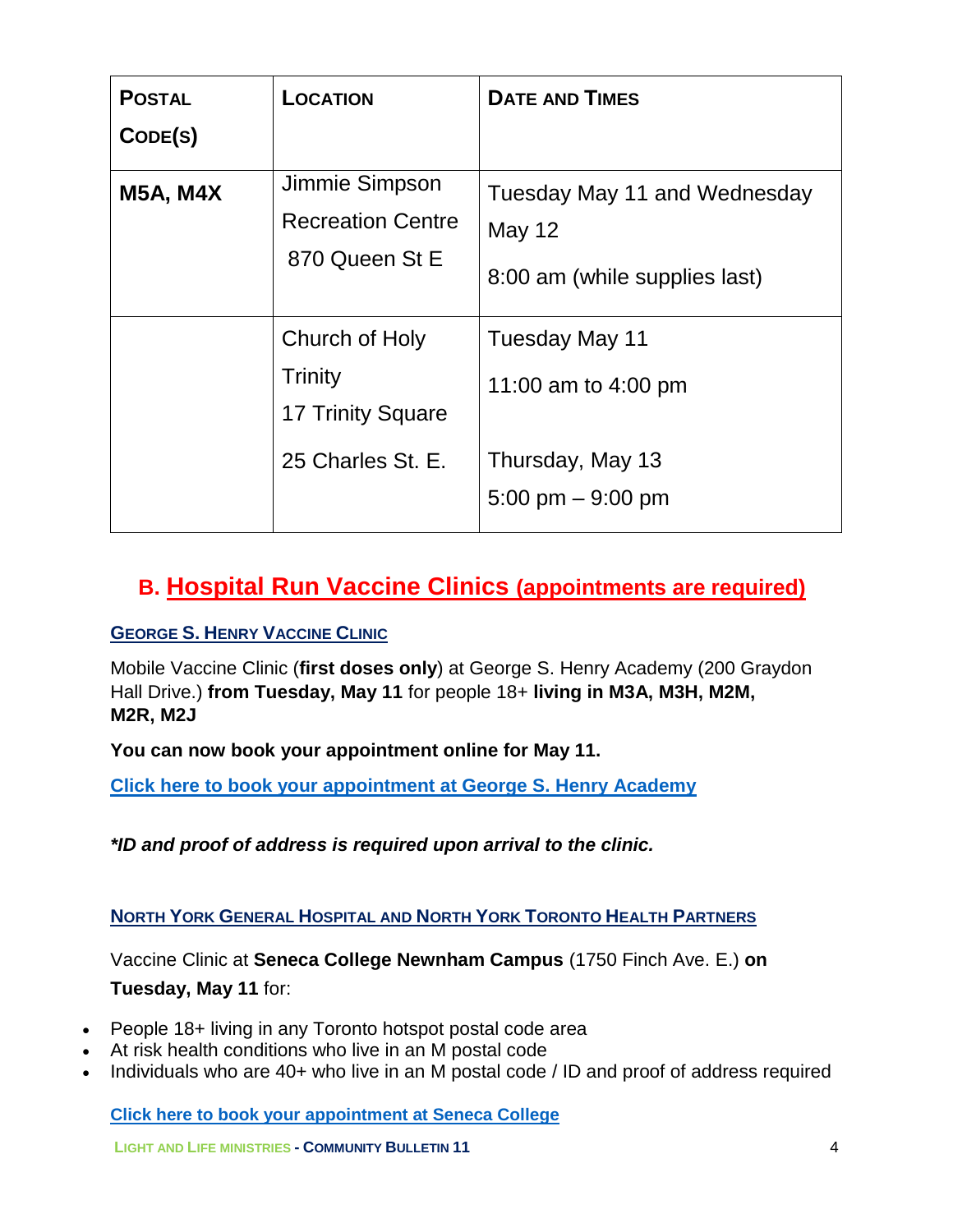| POSTAL CODE(S) | LOCATION | DATE AND TIMES |
|---|---|---|
| **M5A, M4X** | Jimmie Simpson Recreation Centre 870 Queen St E | Tuesday May 11 and Wednesday May 12<br>8:00 am (while supplies last) |
| | Church of Holy Trinity 17 Trinity Square<br>25 Charles St. E. | Tuesday May 11<br>11:00 am to 4:00 pm<br>Thursday, May 13<br>5:00 pm – 9:00 pm |

## B. Hospital Run Vaccine Clinics (appointments are required)

### GEORGE S. HENRY VACCINE CLINIC

Mobile Vaccine Clinic (**first doses only**) at George S. Henry Academy (200 Graydon Hall Drive.) **from Tuesday, May 11** for people 18+ **living in M3A, M3H, M2M, M2R, M2J**

**You can now book your appointment online for May 11.**

**Click here to book your appointment at George S. Henry Academy**

***ID and proof of address is required upon arrival to the clinic.***

### NORTH YORK GENERAL HOSPITAL AND NORTH YORK TORONTO HEALTH PARTNERS

Vaccine Clinic at **Seneca College Newnham Campus** (1750 Finch Ave. E.) **on Tuesday, May 11** for:

- People 18+ living in any Toronto hotspot postal code area
- At risk health conditions who live in an M postal code
- Individuals who are 40+ who live in an M postal code / ID and proof of address required

**Click here to book your appointment at Seneca College**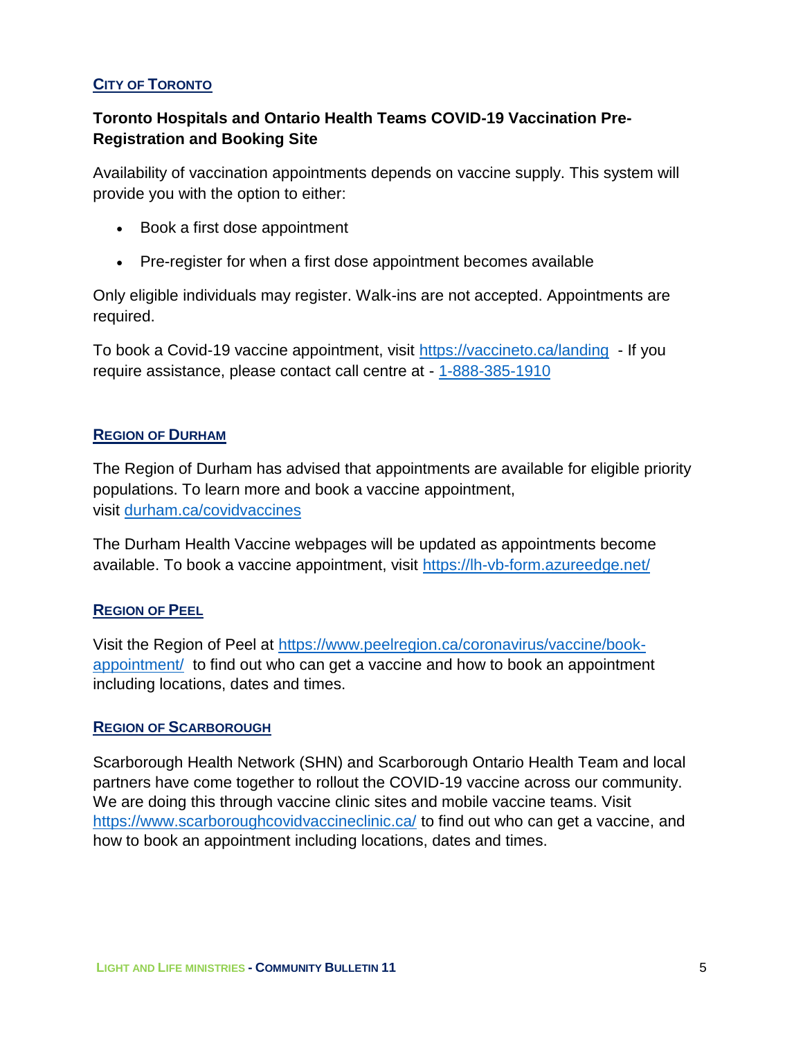## City of Toronto

**Toronto Hospitals and Ontario Health Teams COVID-19 Vaccination Pre-Registration and Booking Site**

Availability of vaccination appointments depends on vaccine supply. This system will provide you with the option to either:

- Book a first dose appointment
- Pre-register for when a first dose appointment becomes available

Only eligible individuals may register. Walk-ins are not accepted. Appointments are required.

To book a Covid-19 vaccine appointment, visit [https://vaccineto.ca/landing](https://vaccineto.ca/landing) - If you require assistance, please contact call centre at - 1-888-385-1910

## Region of Durham

The Region of Durham has advised that appointments are available for eligible priority populations. To learn more and book a vaccine appointment, visit [durham.ca/covidvaccines](durham.ca/covidvaccines)

The Durham Health Vaccine webpages will be updated as appointments become available. To book a vaccine appointment, visit [https://lh-vb-form.azureedge.net/](https://lh-vb-form.azureedge.net/)

## Region of Peel

Visit the Region of Peel at [https://www.peelregion.ca/coronavirus/vaccine/book-appointment/](https://www.peelregion.ca/coronavirus/vaccine/book-appointment/) to find out who can get a vaccine and how to book an appointment including locations, dates and times.

## Region of Scarborough

Scarborough Health Network (SHN) and Scarborough Ontario Health Team and local partners have come together to rollout the COVID-19 vaccine across our community. We are doing this through vaccine clinic sites and mobile vaccine teams. Visit [https://www.scarboroughcovidvaccineclinic.ca/](https://www.scarboroughcovidvaccineclinic.ca/) to find out who can get a vaccine, and how to book an appointment including locations, dates and times.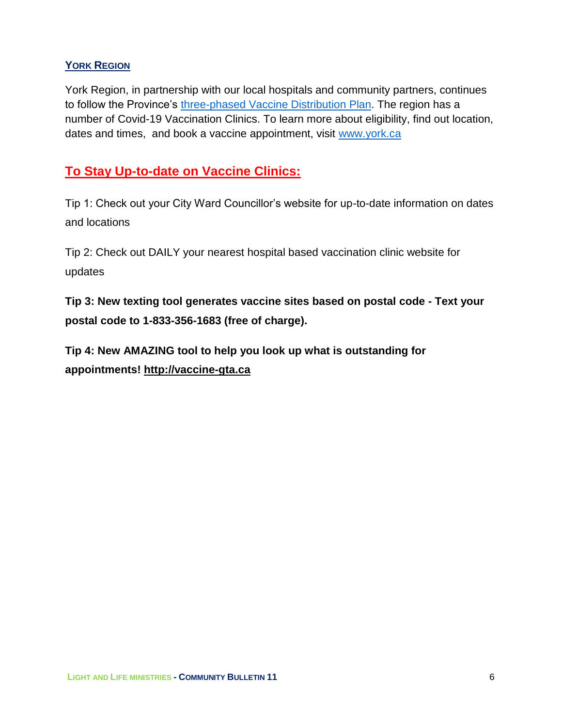### YORK REGION

York Region, in partnership with our local hospitals and community partners, continues to follow the Province's [three-phased Vaccine Distribution Plan](). The region has a number of Covid-19 Vaccination Clinics. To learn more about eligibility, find out location, dates and times, and book a vaccine appointment, visit [www.york.ca](www.york.ca)

## To Stay Up-to-date on Vaccine Clinics:

Tip 1: Check out your City Ward Councillor's website for up-to-date information on dates and locations

Tip 2: Check out DAILY your nearest hospital based vaccination clinic website for updates

**Tip 3: New texting tool generates vaccine sites based on postal code - Text your postal code to 1-833-356-1683 (free of charge).**

**Tip 4: New AMAZING tool to help you look up what is outstanding for appointments! http://vaccine-gta.ca**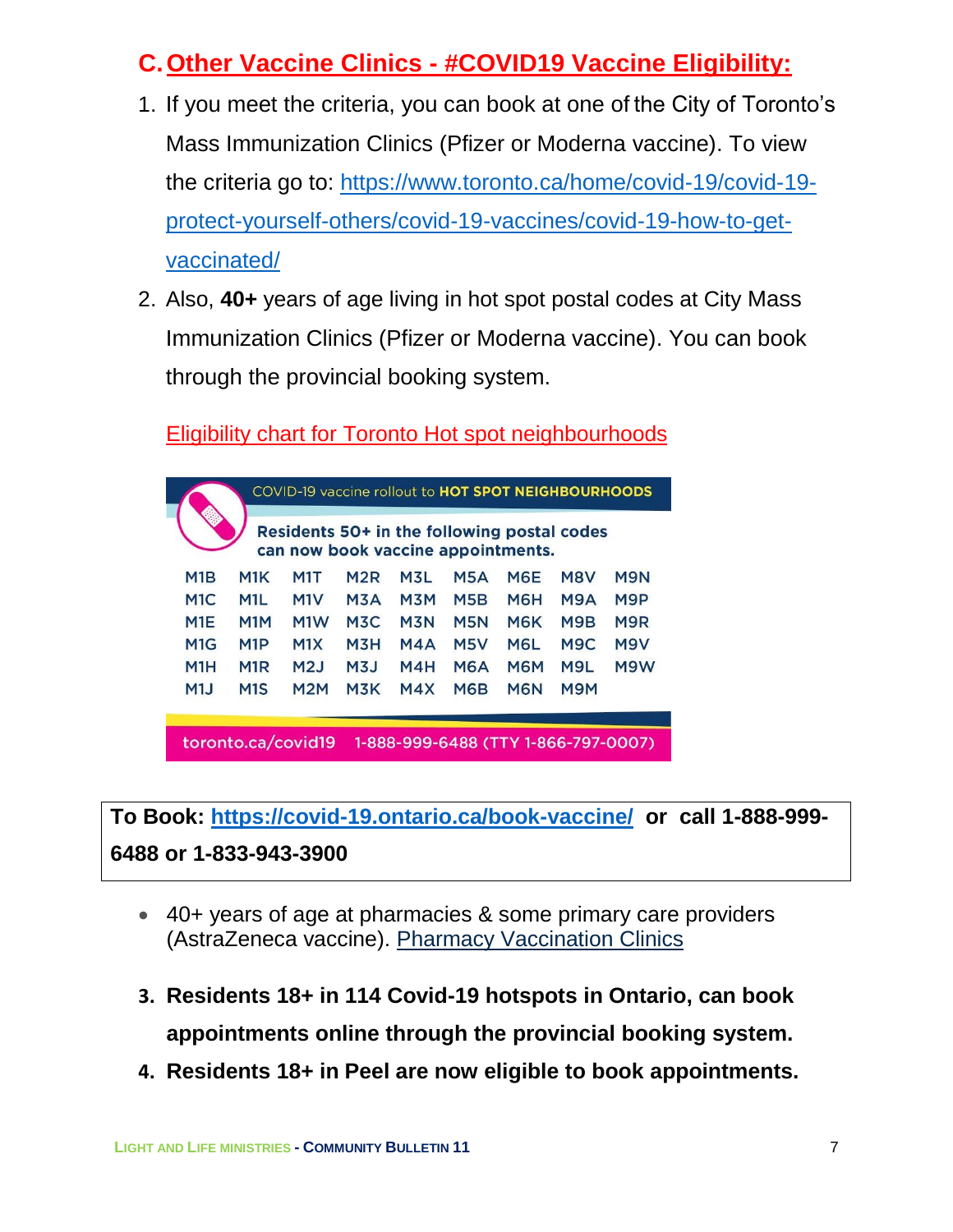## C. Other Vaccine Clinics - #COVID19 Vaccine Eligibility:

1. If you meet the criteria, you can book at one of the City of Toronto's Mass Immunization Clinics (Pfizer or Moderna vaccine). To view the criteria go to: https://www.toronto.ca/home/covid-19/covid-19-protect-yourself-others/covid-19-vaccines/covid-19-how-to-get-vaccinated/
2. Also, **40+** years of age living in hot spot postal codes at City Mass Immunization Clinics (Pfizer or Moderna vaccine). You can book through the provincial booking system.

Eligibility chart for Toronto Hot spot neighbourhoods

COVID-19 vaccine rollout to **HOT SPOT NEIGHBOURHOODS**

**Residents 50+ in the following postal codes can now book vaccine appointments.**

| | | | | | | | | |
|---|---|---|---|---|---|---|---|---|
| M1B | M1K | M1T | M2R | M3L | M5A | M6E | M8V | M9N |
| M1C | M1L | M1V | M3A | M3M | M5B | M6H | M9A | M9P |
| M1E | M1M | M1W | M3C | M3N | M5N | M6K | M9B | M9R |
| M1G | M1P | M1X | M3H | M4A | M5V | M6L | M9C | M9V |
| M1H | M1R | M2J | M3J | M4H | M6A | M6M | M9L | M9W |
| M1J | M1S | M2M | M3K | M4X | M6B | M6N | M9M | |

toronto.ca/covid19 1-888-999-6488 (TTY 1-866-797-0007)

**To Book: https://covid-19.ontario.ca/book-vaccine/ or call 1-888-999-6488 or 1-833-943-3900**

- 40+ years of age at pharmacies & some primary care providers (AstraZeneca vaccine). Pharmacy Vaccination Clinics

3. **Residents 18+ in 114 Covid-19 hotspots in Ontario, can book appointments online through the provincial booking system.**
4. **Residents 18+ in Peel are now eligible to book appointments.**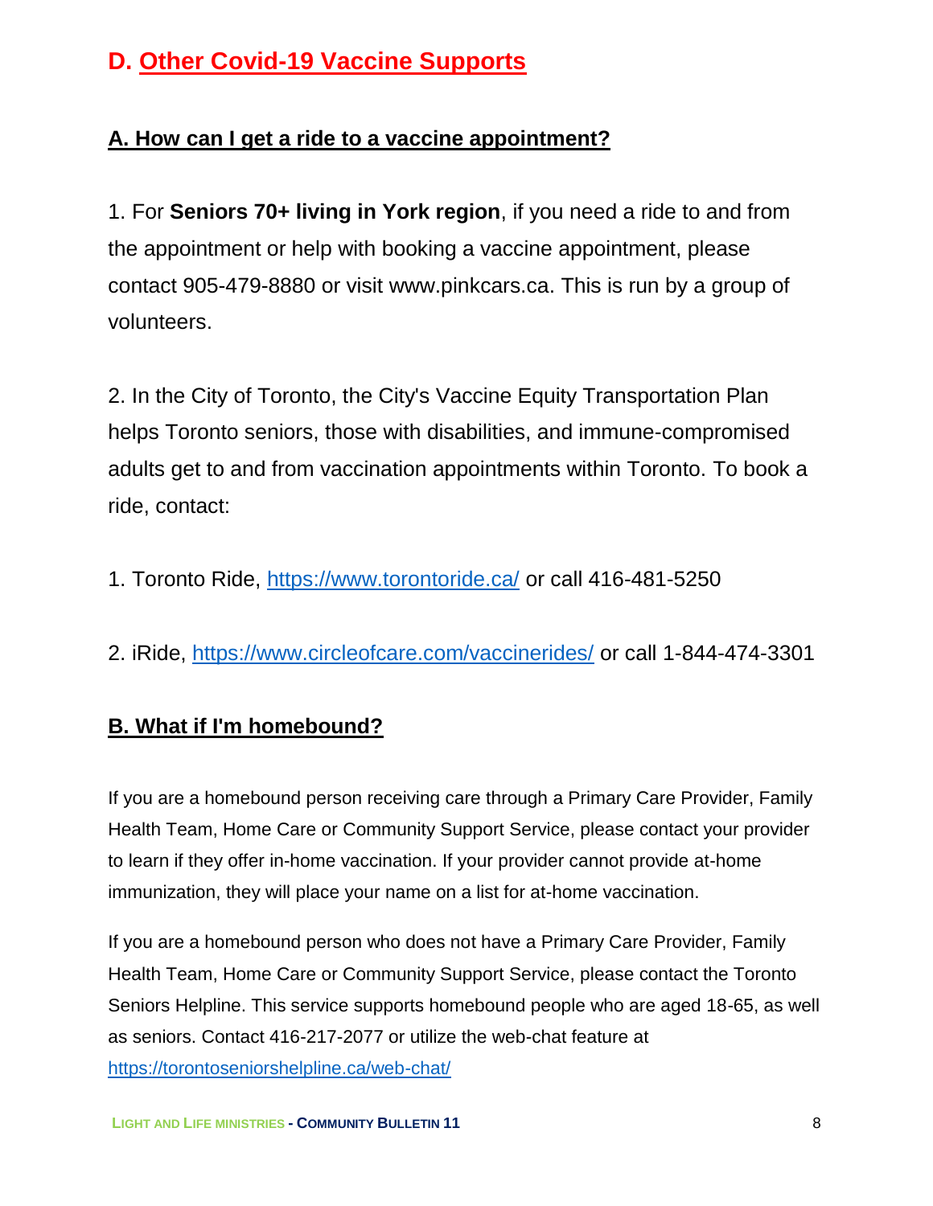## D. Other Covid-19 Vaccine Supports

### A. How can I get a ride to a vaccine appointment?

1. For **Seniors 70+ living in York region**, if you need a ride to and from the appointment or help with booking a vaccine appointment, please contact 905-479-8880 or visit www.pinkcars.ca. This is run by a group of volunteers.

2. In the City of Toronto, the City's Vaccine Equity Transportation Plan helps Toronto seniors, those with disabilities, and immune-compromised adults get to and from vaccination appointments within Toronto. To book a ride, contact:

1. Toronto Ride, https://www.torontoride.ca/ or call 416-481-5250

2. iRide, https://www.circleofcare.com/vaccinerides/ or call 1-844-474-3301

### B. What if I'm homebound?

If you are a homebound person receiving care through a Primary Care Provider, Family Health Team, Home Care or Community Support Service, please contact your provider to learn if they offer in-home vaccination. If your provider cannot provide at-home immunization, they will place your name on a list for at-home vaccination.

If you are a homebound person who does not have a Primary Care Provider, Family Health Team, Home Care or Community Support Service, please contact the Toronto Seniors Helpline. This service supports homebound people who are aged 18-65, as well as seniors. Contact 416-217-2077 or utilize the web-chat feature at https://torontoseniorshelpline.ca/web-chat/